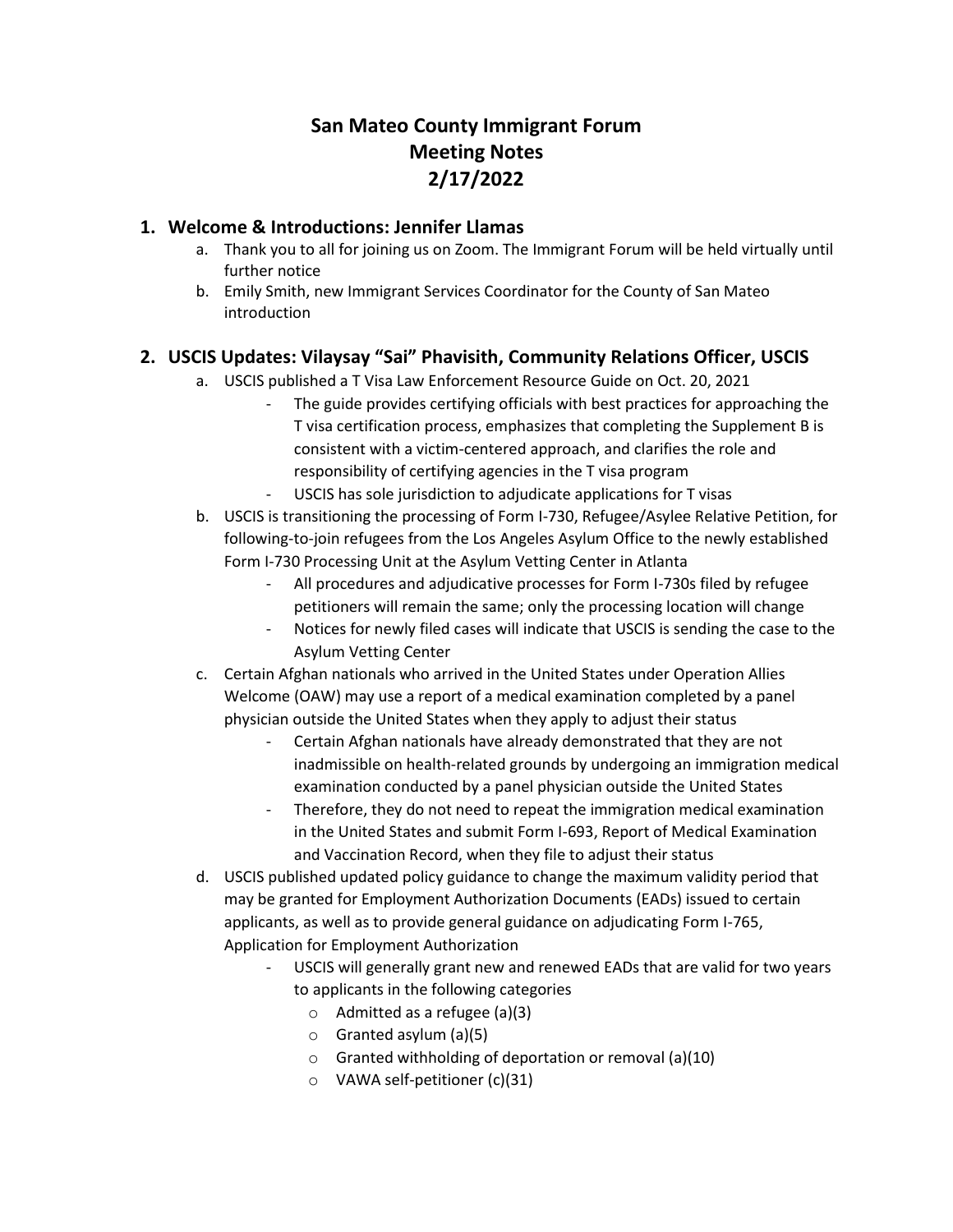# San Mateo County Immigrant Forum
# Meeting Notes
# 2/17/2022

## 1. Welcome & Introductions: Jennifer Llamas

a. Thank you to all for joining us on Zoom. The Immigrant Forum will be held virtually until further notice

b. Emily Smith, new Immigrant Services Coordinator for the County of San Mateo introduction

## 2. USCIS Updates: Vilaysay "Sai" Phavisith, Community Relations Officer, USCIS

a. USCIS published a T Visa Law Enforcement Resource Guide on Oct. 20, 2021

- The guide provides certifying officials with best practices for approaching the T visa certification process, emphasizes that completing the Supplement B is consistent with a victim-centered approach, and clarifies the role and responsibility of certifying agencies in the T visa program
- USCIS has sole jurisdiction to adjudicate applications for T visas

b. USCIS is transitioning the processing of Form I-730, Refugee/Asylee Relative Petition, for following-to-join refugees from the Los Angeles Asylum Office to the newly established Form I-730 Processing Unit at the Asylum Vetting Center in Atlanta

- All procedures and adjudicative processes for Form I-730s filed by refugee petitioners will remain the same; only the processing location will change
- Notices for newly filed cases will indicate that USCIS is sending the case to the Asylum Vetting Center

c. Certain Afghan nationals who arrived in the United States under Operation Allies Welcome (OAW) may use a report of a medical examination completed by a panel physician outside the United States when they apply to adjust their status

- Certain Afghan nationals have already demonstrated that they are not inadmissible on health-related grounds by undergoing an immigration medical examination conducted by a panel physician outside the United States
- Therefore, they do not need to repeat the immigration medical examination in the United States and submit Form I-693, Report of Medical Examination and Vaccination Record, when they file to adjust their status

d. USCIS published updated policy guidance to change the maximum validity period that may be granted for Employment Authorization Documents (EADs) issued to certain applicants, as well as to provide general guidance on adjudicating Form I-765, Application for Employment Authorization

- USCIS will generally grant new and renewed EADs that are valid for two years to applicants in the following categories
  - Admitted as a refugee (a)(3)
  - Granted asylum (a)(5)
  - Granted withholding of deportation or removal (a)(10)
  - VAWA self-petitioner (c)(31)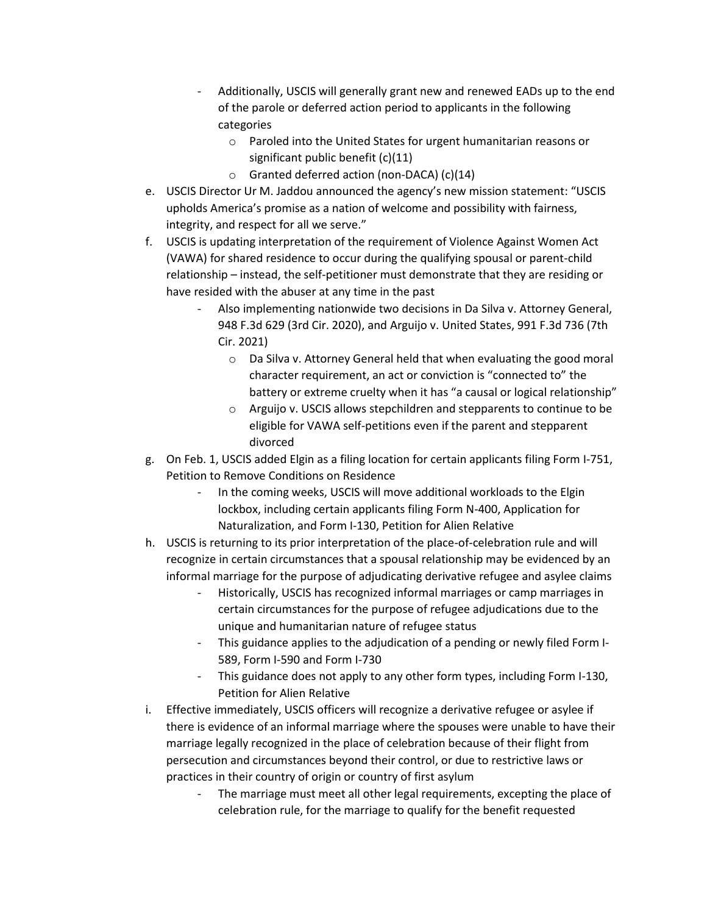- Additionally, USCIS will generally grant new and renewed EADs up to the end of the parole or deferred action period to applicants in the following categories
    - Paroled into the United States for urgent humanitarian reasons or significant public benefit (c)(11)
    - Granted deferred action (non-DACA) (c)(14)

e. USCIS Director Ur M. Jaddou announced the agency's new mission statement: "USCIS upholds America's promise as a nation of welcome and possibility with fairness, integrity, and respect for all we serve."

f. USCIS is updating interpretation of the requirement of Violence Against Women Act (VAWA) for shared residence to occur during the qualifying spousal or parent-child relationship – instead, the self-petitioner must demonstrate that they are residing or have resided with the abuser at any time in the past
    - Also implementing nationwide two decisions in Da Silva v. Attorney General, 948 F.3d 629 (3rd Cir. 2020), and Arguijo v. United States, 991 F.3d 736 (7th Cir. 2021)
        - Da Silva v. Attorney General held that when evaluating the good moral character requirement, an act or conviction is "connected to" the battery or extreme cruelty when it has "a causal or logical relationship"
        - Arguijo v. USCIS allows stepchildren and stepparents to continue to be eligible for VAWA self-petitions even if the parent and stepparent divorced

g. On Feb. 1, USCIS added Elgin as a filing location for certain applicants filing Form I-751, Petition to Remove Conditions on Residence
    - In the coming weeks, USCIS will move additional workloads to the Elgin lockbox, including certain applicants filing Form N-400, Application for Naturalization, and Form I-130, Petition for Alien Relative

h. USCIS is returning to its prior interpretation of the place-of-celebration rule and will recognize in certain circumstances that a spousal relationship may be evidenced by an informal marriage for the purpose of adjudicating derivative refugee and asylee claims
    - Historically, USCIS has recognized informal marriages or camp marriages in certain circumstances for the purpose of refugee adjudications due to the unique and humanitarian nature of refugee status
    - This guidance applies to the adjudication of a pending or newly filed Form I-589, Form I-590 and Form I-730
    - This guidance does not apply to any other form types, including Form I-130, Petition for Alien Relative

i. Effective immediately, USCIS officers will recognize a derivative refugee or asylee if there is evidence of an informal marriage where the spouses were unable to have their marriage legally recognized in the place of celebration because of their flight from persecution and circumstances beyond their control, or due to restrictive laws or practices in their country of origin or country of first asylum
    - The marriage must meet all other legal requirements, excepting the place of celebration rule, for the marriage to qualify for the benefit requested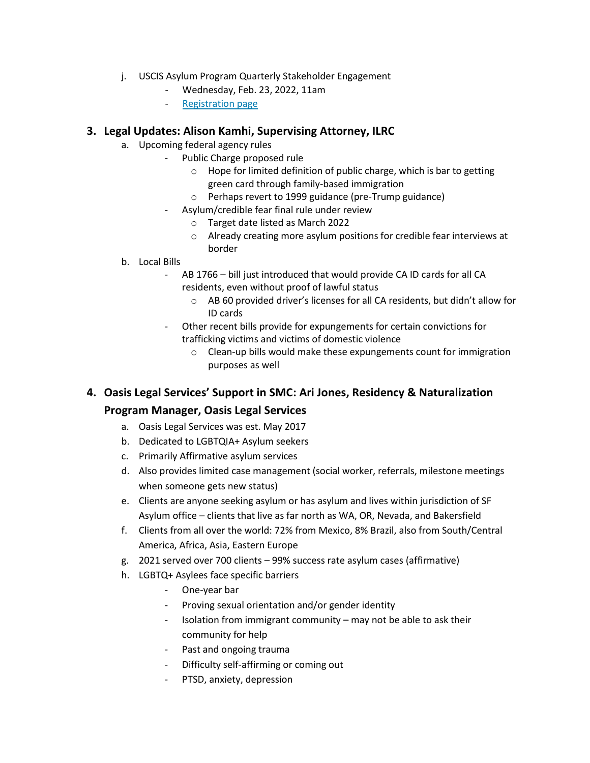j. USCIS Asylum Program Quarterly Stakeholder Engagement
    - Wednesday, Feb. 23, 2022, 11am
    - Registration page

### 3. Legal Updates: Alison Kamhi, Supervising Attorney, ILRC

a. Upcoming federal agency rules
    - Public Charge proposed rule
        - Hope for limited definition of public charge, which is bar to getting green card through family-based immigration
        - Perhaps revert to 1999 guidance (pre-Trump guidance)
    - Asylum/credible fear final rule under review
        - Target date listed as March 2022
        - Already creating more asylum positions for credible fear interviews at border

b. Local Bills
    - AB 1766 – bill just introduced that would provide CA ID cards for all CA residents, even without proof of lawful status
        - AB 60 provided driver's licenses for all CA residents, but didn't allow for ID cards
    - Other recent bills provide for expungements for certain convictions for trafficking victims and victims of domestic violence
        - Clean-up bills would make these expungements count for immigration purposes as well

### 4. Oasis Legal Services' Support in SMC: Ari Jones, Residency & Naturalization Program Manager, Oasis Legal Services

a. Oasis Legal Services was est. May 2017

b. Dedicated to LGBTQIA+ Asylum seekers

c. Primarily Affirmative asylum services

d. Also provides limited case management (social worker, referrals, milestone meetings when someone gets new status)

e. Clients are anyone seeking asylum or has asylum and lives within jurisdiction of SF Asylum office – clients that live as far north as WA, OR, Nevada, and Bakersfield

f. Clients from all over the world: 72% from Mexico, 8% Brazil, also from South/Central America, Africa, Asia, Eastern Europe

g. 2021 served over 700 clients – 99% success rate asylum cases (affirmative)

h. LGBTQ+ Asylees face specific barriers
    - One-year bar
    - Proving sexual orientation and/or gender identity
    - Isolation from immigrant community – may not be able to ask their community for help
    - Past and ongoing trauma
    - Difficulty self-affirming or coming out
    - PTSD, anxiety, depression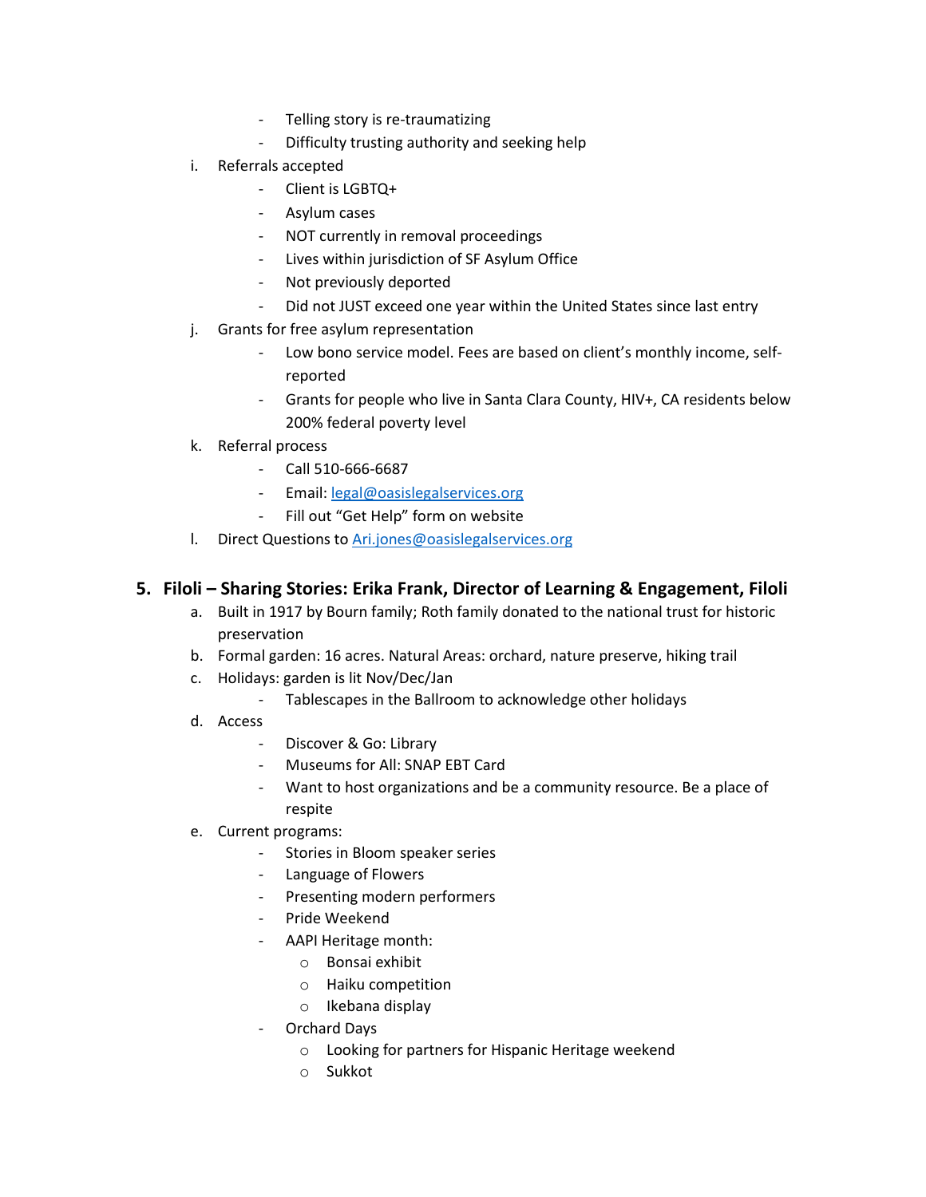- Telling story is re-traumatizing
- Difficulty trusting authority and seeking help

i. Referrals accepted
   - Client is LGBTQ+
   - Asylum cases
   - NOT currently in removal proceedings
   - Lives within jurisdiction of SF Asylum Office
   - Not previously deported
   - Did not JUST exceed one year within the United States since last entry

j. Grants for free asylum representation
   - Low bono service model. Fees are based on client's monthly income, self-reported
   - Grants for people who live in Santa Clara County, HIV+, CA residents below 200% federal poverty level

k. Referral process
   - Call 510-666-6687
   - Email: legal@oasislegalservices.org
   - Fill out "Get Help" form on website

l. Direct Questions to Ari.jones@oasislegalservices.org

## 5. Filoli – Sharing Stories: Erika Frank, Director of Learning & Engagement, Filoli

a. Built in 1917 by Bourn family; Roth family donated to the national trust for historic preservation

b. Formal garden: 16 acres. Natural Areas: orchard, nature preserve, hiking trail

c. Holidays: garden is lit Nov/Dec/Jan
   - Tablescapes in the Ballroom to acknowledge other holidays

d. Access
   - Discover & Go: Library
   - Museums for All: SNAP EBT Card
   - Want to host organizations and be a community resource. Be a place of respite

e. Current programs:
   - Stories in Bloom speaker series
   - Language of Flowers
   - Presenting modern performers
   - Pride Weekend
   - AAPI Heritage month:
     - Bonsai exhibit
     - Haiku competition
     - Ikebana display
   - Orchard Days
     - Looking for partners for Hispanic Heritage weekend
     - Sukkot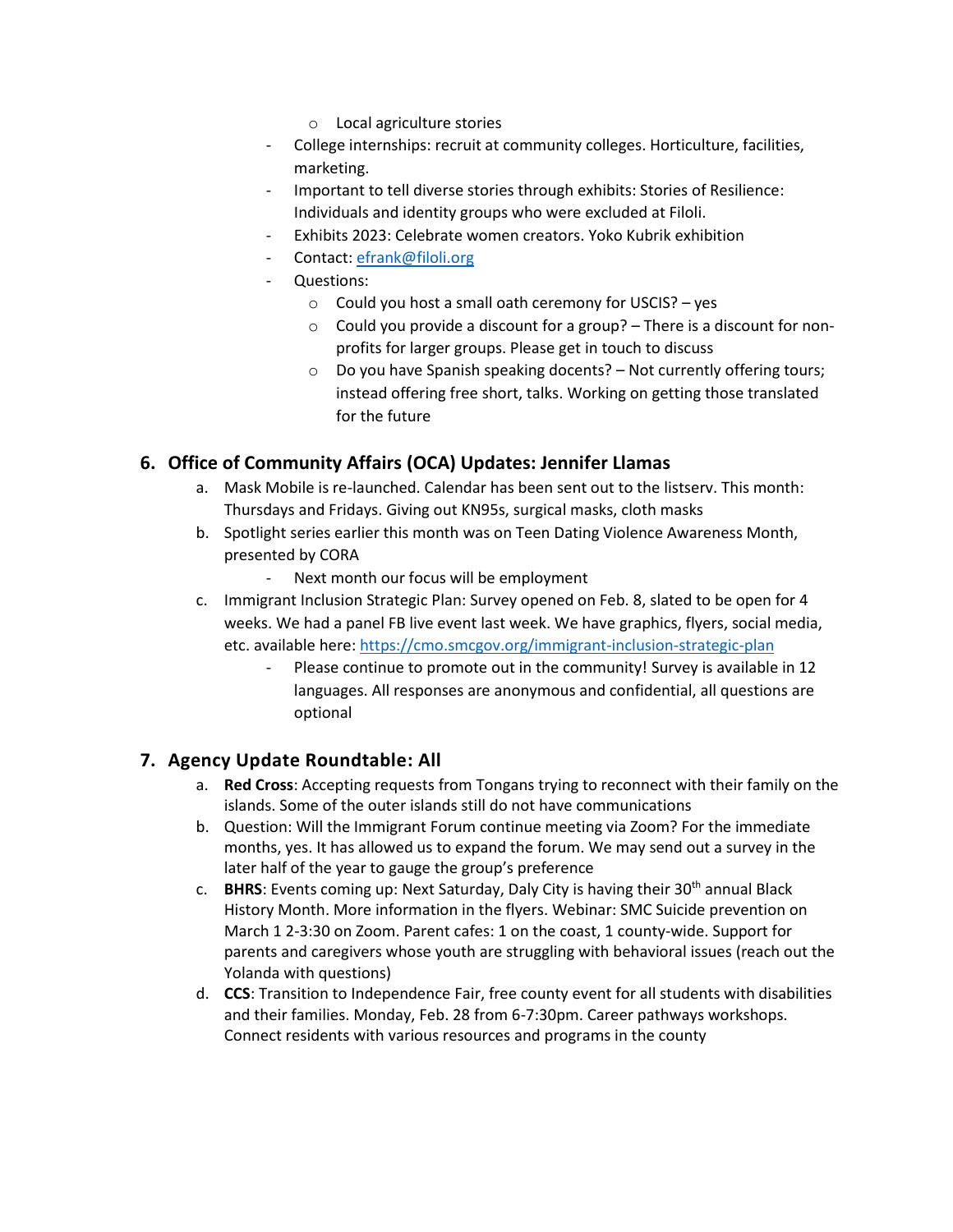- Local agriculture stories
- College internships: recruit at community colleges. Horticulture, facilities, marketing.
- Important to tell diverse stories through exhibits: Stories of Resilience: Individuals and identity groups who were excluded at Filoli.
- Exhibits 2023: Celebrate women creators. Yoko Kubrik exhibition
- Contact: [efrank@filoli.org](mailto:efrank@filoli.org)
- Questions:
    - Could you host a small oath ceremony for USCIS? – yes
    - Could you provide a discount for a group? – There is a discount for non-profits for larger groups. Please get in touch to discuss
    - Do you have Spanish speaking docents? – Not currently offering tours; instead offering free short, talks. Working on getting those translated for the future

## 6. Office of Community Affairs (OCA) Updates: Jennifer Llamas

a. Mask Mobile is re-launched. Calendar has been sent out to the listserv. This month: Thursdays and Fridays. Giving out KN95s, surgical masks, cloth masks

b. Spotlight series earlier this month was on Teen Dating Violence Awareness Month, presented by CORA
   - Next month our focus will be employment

c. Immigrant Inclusion Strategic Plan: Survey opened on Feb. 8, slated to be open for 4 weeks. We had a panel FB live event last week. We have graphics, flyers, social media, etc. available here: [https://cmo.smcgov.org/immigrant-inclusion-strategic-plan](https://cmo.smcgov.org/immigrant-inclusion-strategic-plan)
   - Please continue to promote out in the community! Survey is available in 12 languages. All responses are anonymous and confidential, all questions are optional

## 7. Agency Update Roundtable: All

a. **Red Cross**: Accepting requests from Tongans trying to reconnect with their family on the islands. Some of the outer islands still do not have communications

b. Question: Will the Immigrant Forum continue meeting via Zoom? For the immediate months, yes. It has allowed us to expand the forum. We may send out a survey in the later half of the year to gauge the group's preference

c. **BHRS**: Events coming up: Next Saturday, Daly City is having their 30th annual Black History Month. More information in the flyers. Webinar: SMC Suicide prevention on March 1 2-3:30 on Zoom. Parent cafes: 1 on the coast, 1 county-wide. Support for parents and caregivers whose youth are struggling with behavioral issues (reach out the Yolanda with questions)

d. **CCS**: Transition to Independence Fair, free county event for all students with disabilities and their families. Monday, Feb. 28 from 6-7:30pm. Career pathways workshops. Connect residents with various resources and programs in the county